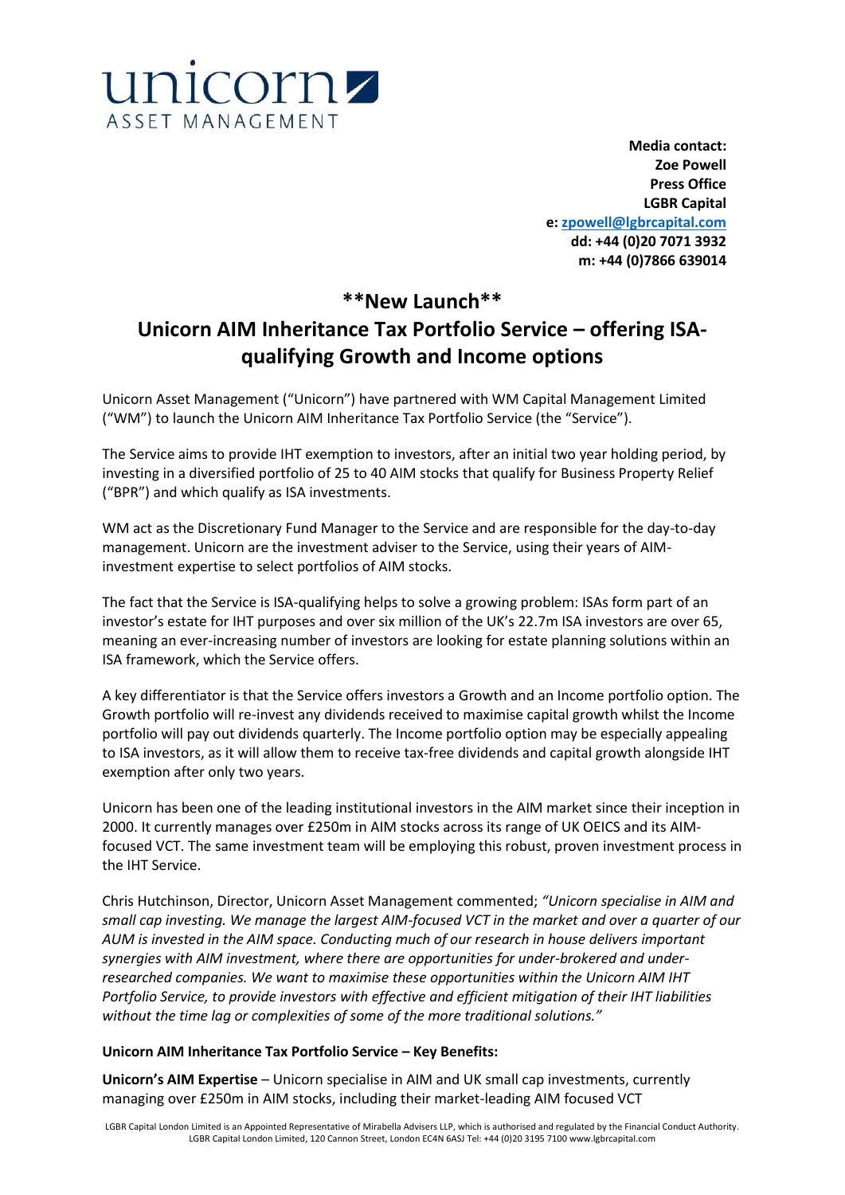unicorn
ASSET MANAGEMENT

**Media contact:**
**Zoe Powell**
**Press Office**
**LGBR Capital**
**e: zpowell@lgbrcapital.com**
**dd: +44 (0)20 7071 3932**
**m: +44 (0)7866 639014**

# **New Launch**

# Unicorn AIM Inheritance Tax Portfolio Service – offering ISA-qualifying Growth and Income options

Unicorn Asset Management ("Unicorn") have partnered with WM Capital Management Limited ("WM") to launch the Unicorn AIM Inheritance Tax Portfolio Service (the "Service").

The Service aims to provide IHT exemption to investors, after an initial two year holding period, by investing in a diversified portfolio of 25 to 40 AIM stocks that qualify for Business Property Relief ("BPR") and which qualify as ISA investments.

WM act as the Discretionary Fund Manager to the Service and are responsible for the day-to-day management. Unicorn are the investment adviser to the Service, using their years of AIM-investment expertise to select portfolios of AIM stocks.

The fact that the Service is ISA-qualifying helps to solve a growing problem: ISAs form part of an investor's estate for IHT purposes and over six million of the UK's 22.7m ISA investors are over 65, meaning an ever-increasing number of investors are looking for estate planning solutions within an ISA framework, which the Service offers.

A key differentiator is that the Service offers investors a Growth and an Income portfolio option. The Growth portfolio will re-invest any dividends received to maximise capital growth whilst the Income portfolio will pay out dividends quarterly. The Income portfolio option may be especially appealing to ISA investors, as it will allow them to receive tax-free dividends and capital growth alongside IHT exemption after only two years.

Unicorn has been one of the leading institutional investors in the AIM market since their inception in 2000. It currently manages over £250m in AIM stocks across its range of UK OEICS and its AIM-focused VCT. The same investment team will be employing this robust, proven investment process in the IHT Service.

Chris Hutchinson, Director, Unicorn Asset Management commented; *"Unicorn specialise in AIM and small cap investing. We manage the largest AIM-focused VCT in the market and over a quarter of our AUM is invested in the AIM space. Conducting much of our research in house delivers important synergies with AIM investment, where there are opportunities for under-brokered and under-researched companies. We want to maximise these opportunities within the Unicorn AIM IHT Portfolio Service, to provide investors with effective and efficient mitigation of their IHT liabilities without the time lag or complexities of some of the more traditional solutions."*

**Unicorn AIM Inheritance Tax Portfolio Service – Key Benefits:**

**Unicorn's AIM Expertise** – Unicorn specialise in AIM and UK small cap investments, currently managing over £250m in AIM stocks, including their market-leading AIM focused VCT

LGBR Capital London Limited is an Appointed Representative of Mirabella Advisers LLP, which is authorised and regulated by the Financial Conduct Authority. LGBR Capital London Limited, 120 Cannon Street, London EC4N 6ASJ Tel: +44 (0)20 3195 7100 www.lgbrcapital.com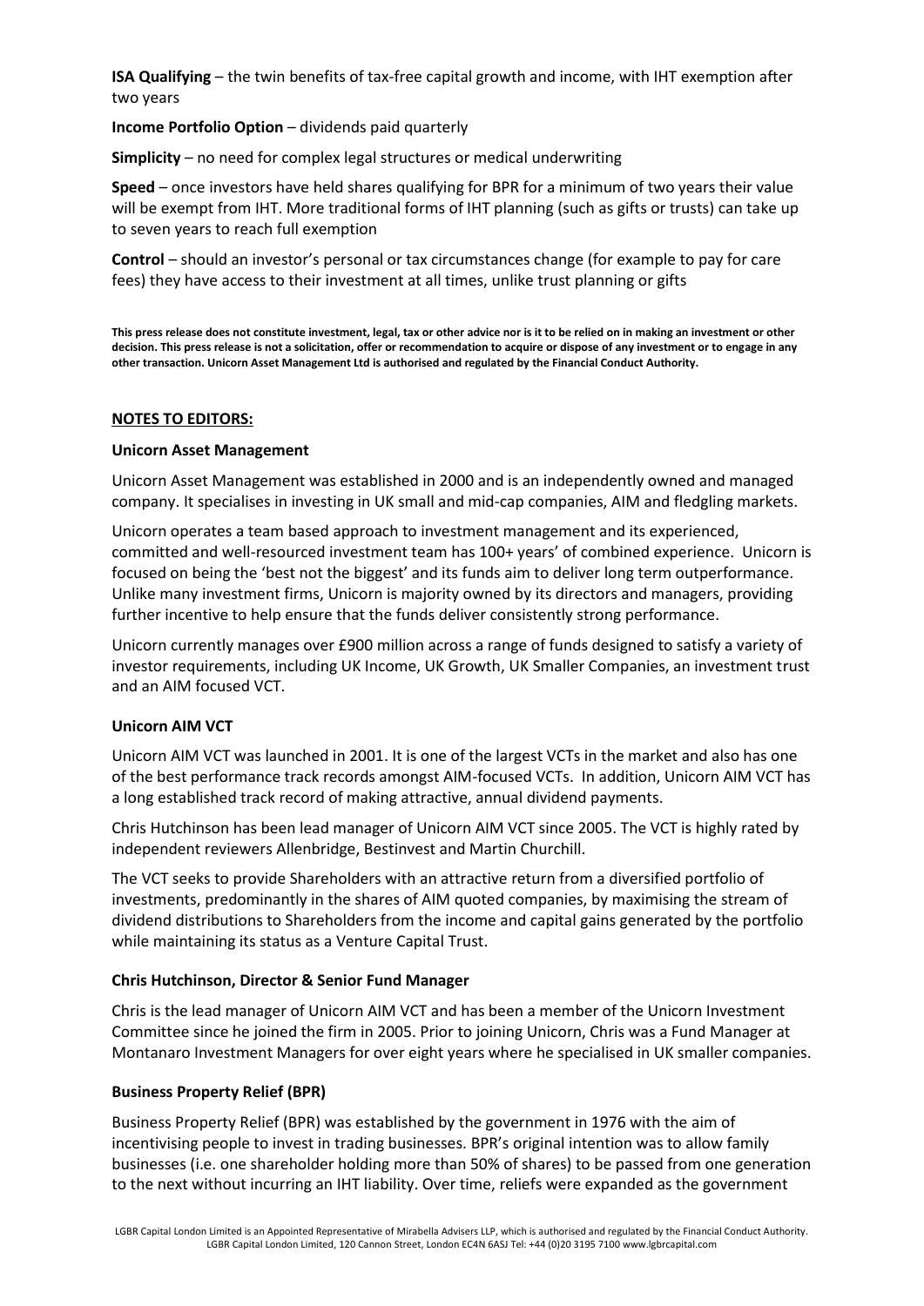**ISA Qualifying** – the twin benefits of tax-free capital growth and income, with IHT exemption after two years

**Income Portfolio Option** – dividends paid quarterly

**Simplicity** – no need for complex legal structures or medical underwriting

**Speed** – once investors have held shares qualifying for BPR for a minimum of two years their value will be exempt from IHT. More traditional forms of IHT planning (such as gifts or trusts) can take up to seven years to reach full exemption

**Control** – should an investor's personal or tax circumstances change (for example to pay for care fees) they have access to their investment at all times, unlike trust planning or gifts

**This press release does not constitute investment, legal, tax or other advice nor is it to be relied on in making an investment or other decision. This press release is not a solicitation, offer or recommendation to acquire or dispose of any investment or to engage in any other transaction. Unicorn Asset Management Ltd is authorised and regulated by the Financial Conduct Authority.**

**NOTES TO EDITORS:**

**Unicorn Asset Management**

Unicorn Asset Management was established in 2000 and is an independently owned and managed company. It specialises in investing in UK small and mid-cap companies, AIM and fledgling markets.

Unicorn operates a team based approach to investment management and its experienced, committed and well-resourced investment team has 100+ years' of combined experience. Unicorn is focused on being the 'best not the biggest' and its funds aim to deliver long term outperformance. Unlike many investment firms, Unicorn is majority owned by its directors and managers, providing further incentive to help ensure that the funds deliver consistently strong performance.

Unicorn currently manages over £900 million across a range of funds designed to satisfy a variety of investor requirements, including UK Income, UK Growth, UK Smaller Companies, an investment trust and an AIM focused VCT.

**Unicorn AIM VCT**

Unicorn AIM VCT was launched in 2001. It is one of the largest VCTs in the market and also has one of the best performance track records amongst AIM-focused VCTs. In addition, Unicorn AIM VCT has a long established track record of making attractive, annual dividend payments.

Chris Hutchinson has been lead manager of Unicorn AIM VCT since 2005. The VCT is highly rated by independent reviewers Allenbridge, Bestinvest and Martin Churchill.

The VCT seeks to provide Shareholders with an attractive return from a diversified portfolio of investments, predominantly in the shares of AIM quoted companies, by maximising the stream of dividend distributions to Shareholders from the income and capital gains generated by the portfolio while maintaining its status as a Venture Capital Trust.

**Chris Hutchinson, Director & Senior Fund Manager**

Chris is the lead manager of Unicorn AIM VCT and has been a member of the Unicorn Investment Committee since he joined the firm in 2005. Prior to joining Unicorn, Chris was a Fund Manager at Montanaro Investment Managers for over eight years where he specialised in UK smaller companies.

**Business Property Relief (BPR)**

Business Property Relief (BPR) was established by the government in 1976 with the aim of incentivising people to invest in trading businesses. BPR's original intention was to allow family businesses (i.e. one shareholder holding more than 50% of shares) to be passed from one generation to the next without incurring an IHT liability. Over time, reliefs were expanded as the government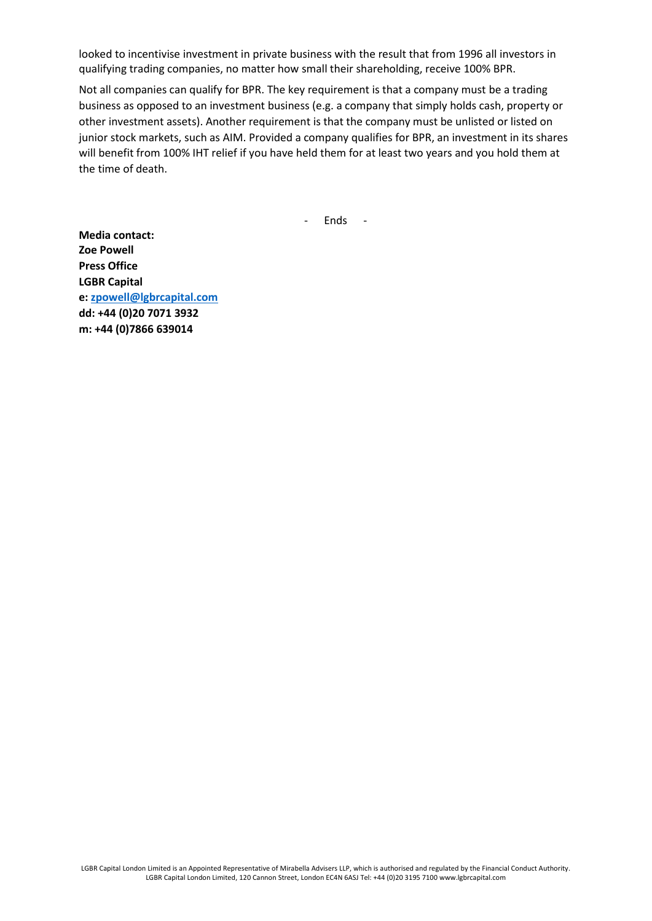looked to incentivise investment in private business with the result that from 1996 all investors in qualifying trading companies, no matter how small their shareholding, receive 100% BPR.

Not all companies can qualify for BPR. The key requirement is that a company must be a trading business as opposed to an investment business (e.g. a company that simply holds cash, property or other investment assets). Another requirement is that the company must be unlisted or listed on junior stock markets, such as AIM. Provided a company qualifies for BPR, an investment in its shares will benefit from 100% IHT relief if you have held them for at least two years and you hold them at the time of death.

\- Ends -

**Media contact:**
**Zoe Powell**
**Press Office**
**LGBR Capital**
**e: zpowell@lgbrcapital.com**
**dd: +44 (0)20 7071 3932**
**m: +44 (0)7866 639014**